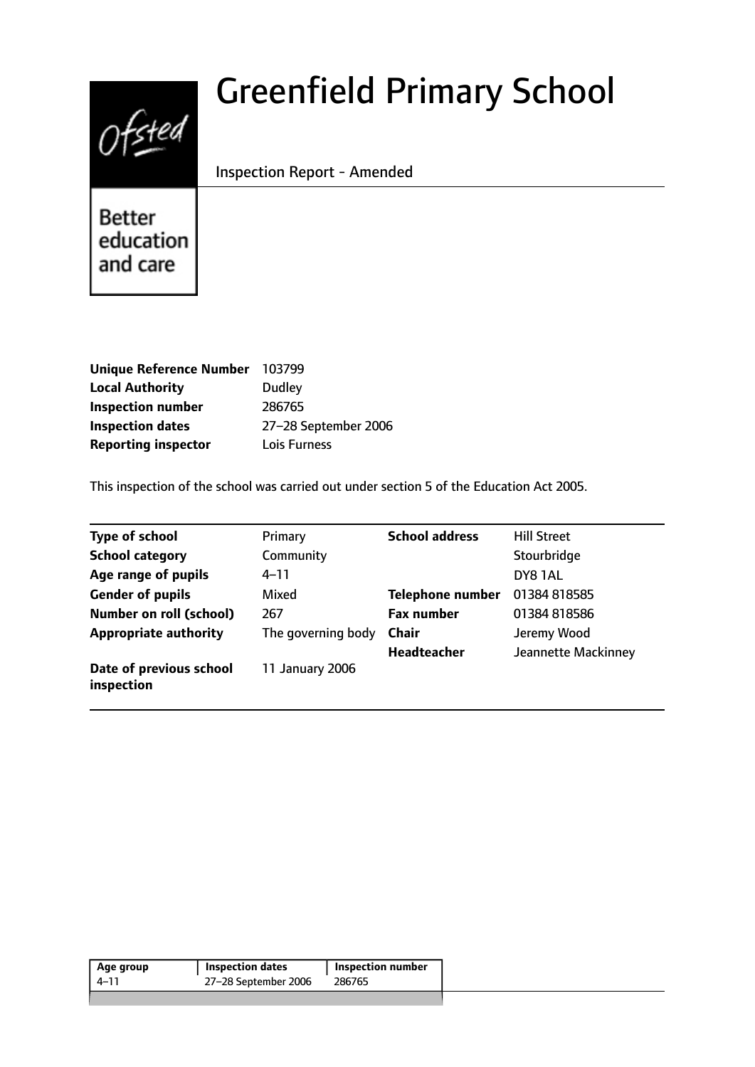# Greenfield Primary School

Inspection Report - Amended

Better education and care

| | |
|---|---|
| **Unique Reference Number** | 103799 |
| **Local Authority** | Dudley |
| **Inspection number** | 286765 |
| **Inspection dates** | 27–28 September 2006 |
| **Reporting inspector** | Lois Furness |

This inspection of the school was carried out under section 5 of the Education Act 2005.

| | | | |
|---|---|---|---|
| **Type of school** | Primary | **School address** | Hill Street |
| **School category** | Community | | Stourbridge |
| **Age range of pupils** | 4–11 | | DY8 1AL |
| **Gender of pupils** | Mixed | **Telephone number** | 01384 818585 |
| **Number on roll (school)** | 267 | **Fax number** | 01384 818586 |
| **Appropriate authority** | The governing body | **Chair** | Jeremy Wood |
| | | **Headteacher** | Jeannette Mackinney |
| **Date of previous school inspection** | 11 January 2006 | | |

| Age group | Inspection dates | Inspection number |
|---|---|---|
| 4–11 | 27–28 September 2006 | 286765 |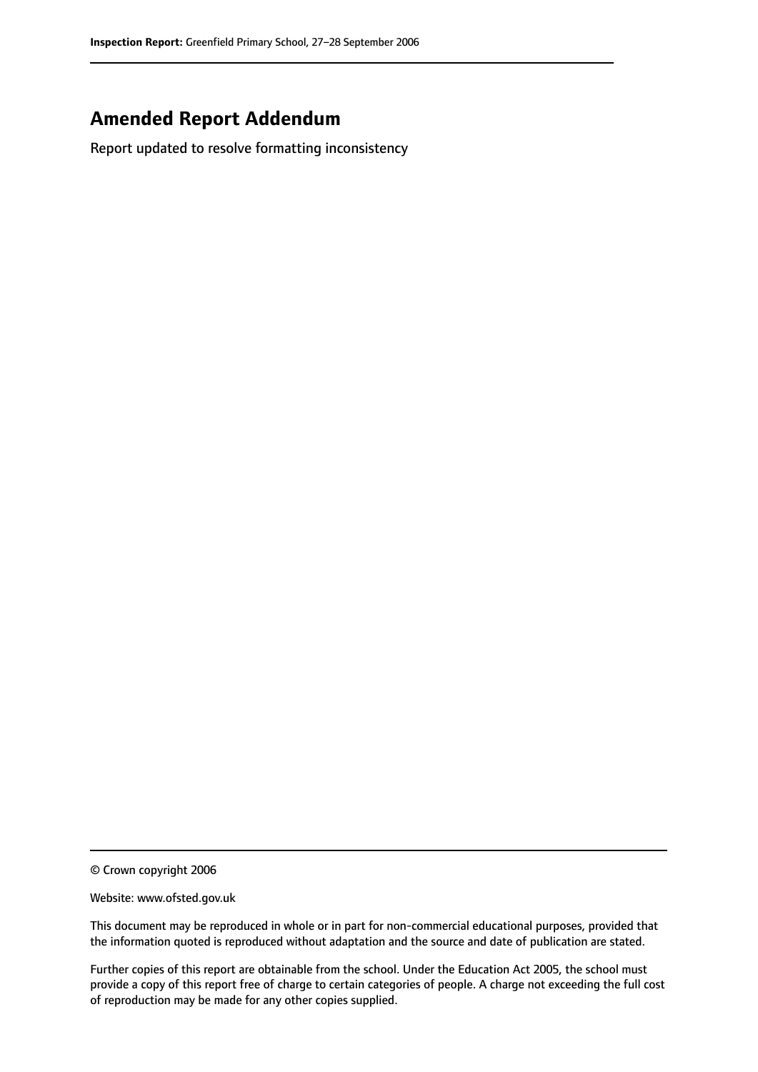## Amended Report Addendum

Report updated to resolve formatting inconsistency

© Crown copyright 2006

Website: www.ofsted.gov.uk

This document may be reproduced in whole or in part for non-commercial educational purposes, provided that the information quoted is reproduced without adaptation and the source and date of publication are stated.

Further copies of this report are obtainable from the school. Under the Education Act 2005, the school must provide a copy of this report free of charge to certain categories of people. A charge not exceeding the full cost of reproduction may be made for any other copies supplied.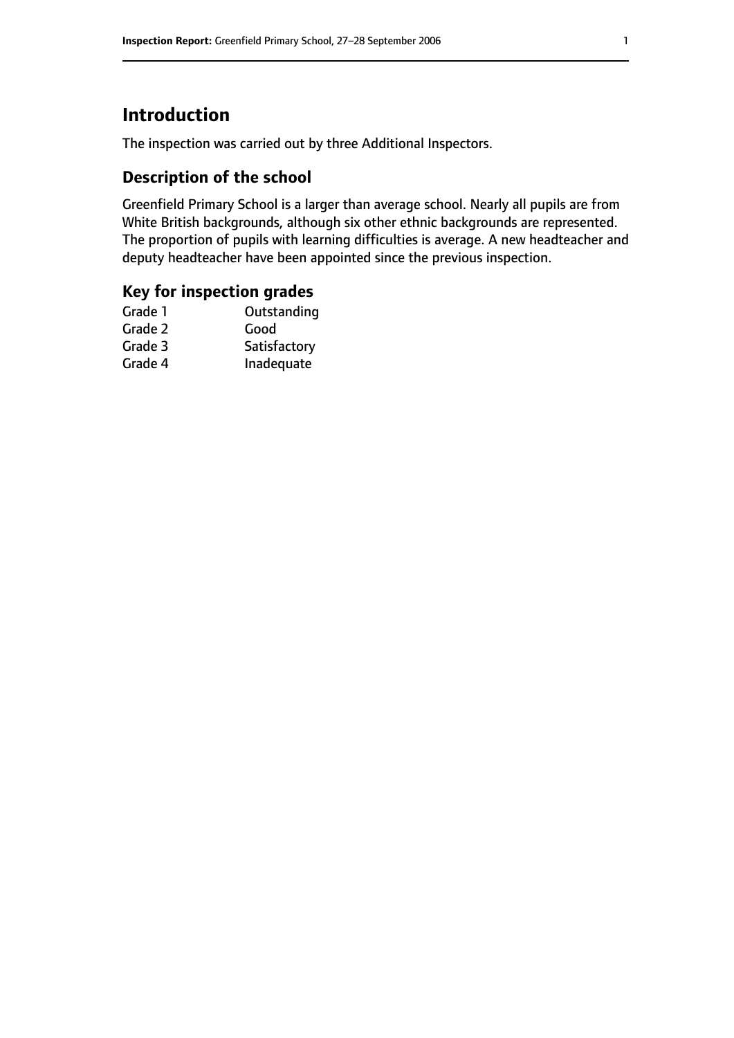# Introduction

The inspection was carried out by three Additional Inspectors.

## Description of the school

Greenfield Primary School is a larger than average school. Nearly all pupils are from White British backgrounds, although six other ethnic backgrounds are represented. The proportion of pupils with learning difficulties is average. A new headteacher and deputy headteacher have been appointed since the previous inspection.

## Key for inspection grades

| | |
|---|---|
| Grade 1 | Outstanding |
| Grade 2 | Good |
| Grade 3 | Satisfactory |
| Grade 4 | Inadequate |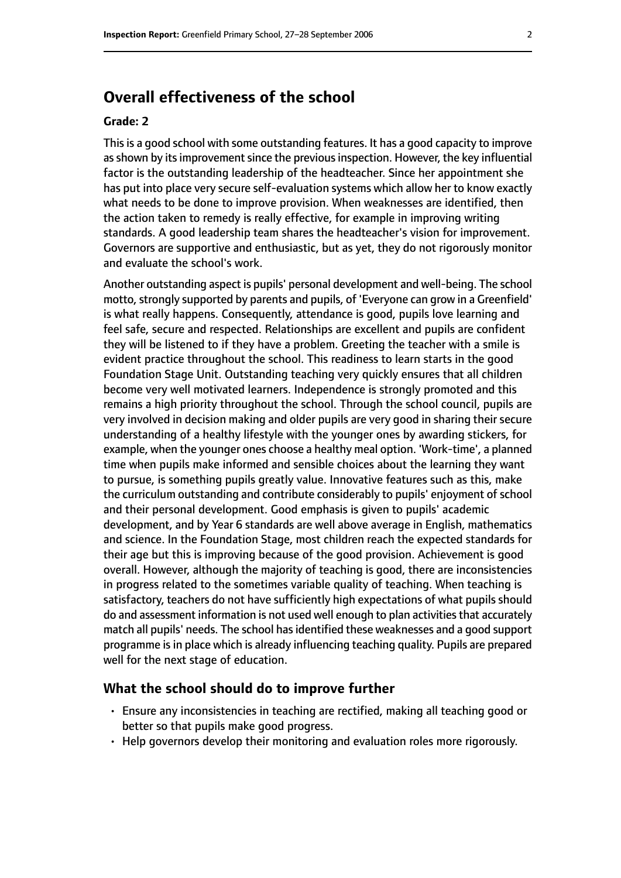## Overall effectiveness of the school

**Grade: 2**

This is a good school with some outstanding features. It has a good capacity to improve as shown by its improvement since the previous inspection. However, the key influential factor is the outstanding leadership of the headteacher. Since her appointment she has put into place very secure self-evaluation systems which allow her to know exactly what needs to be done to improve provision. When weaknesses are identified, then the action taken to remedy is really effective, for example in improving writing standards. A good leadership team shares the headteacher's vision for improvement. Governors are supportive and enthusiastic, but as yet, they do not rigorously monitor and evaluate the school's work.

Another outstanding aspect is pupils' personal development and well-being. The school motto, strongly supported by parents and pupils, of 'Everyone can grow in a Greenfield' is what really happens. Consequently, attendance is good, pupils love learning and feel safe, secure and respected. Relationships are excellent and pupils are confident they will be listened to if they have a problem. Greeting the teacher with a smile is evident practice throughout the school. This readiness to learn starts in the good Foundation Stage Unit. Outstanding teaching very quickly ensures that all children become very well motivated learners. Independence is strongly promoted and this remains a high priority throughout the school. Through the school council, pupils are very involved in decision making and older pupils are very good in sharing their secure understanding of a healthy lifestyle with the younger ones by awarding stickers, for example, when the younger ones choose a healthy meal option. 'Work-time', a planned time when pupils make informed and sensible choices about the learning they want to pursue, is something pupils greatly value. Innovative features such as this, make the curriculum outstanding and contribute considerably to pupils' enjoyment of school and their personal development. Good emphasis is given to pupils' academic development, and by Year 6 standards are well above average in English, mathematics and science. In the Foundation Stage, most children reach the expected standards for their age but this is improving because of the good provision. Achievement is good overall. However, although the majority of teaching is good, there are inconsistencies in progress related to the sometimes variable quality of teaching. When teaching is satisfactory, teachers do not have sufficiently high expectations of what pupils should do and assessment information is not used well enough to plan activities that accurately match all pupils' needs. The school has identified these weaknesses and a good support programme is in place which is already influencing teaching quality. Pupils are prepared well for the next stage of education.

### What the school should do to improve further

- Ensure any inconsistencies in teaching are rectified, making all teaching good or better so that pupils make good progress.
- Help governors develop their monitoring and evaluation roles more rigorously.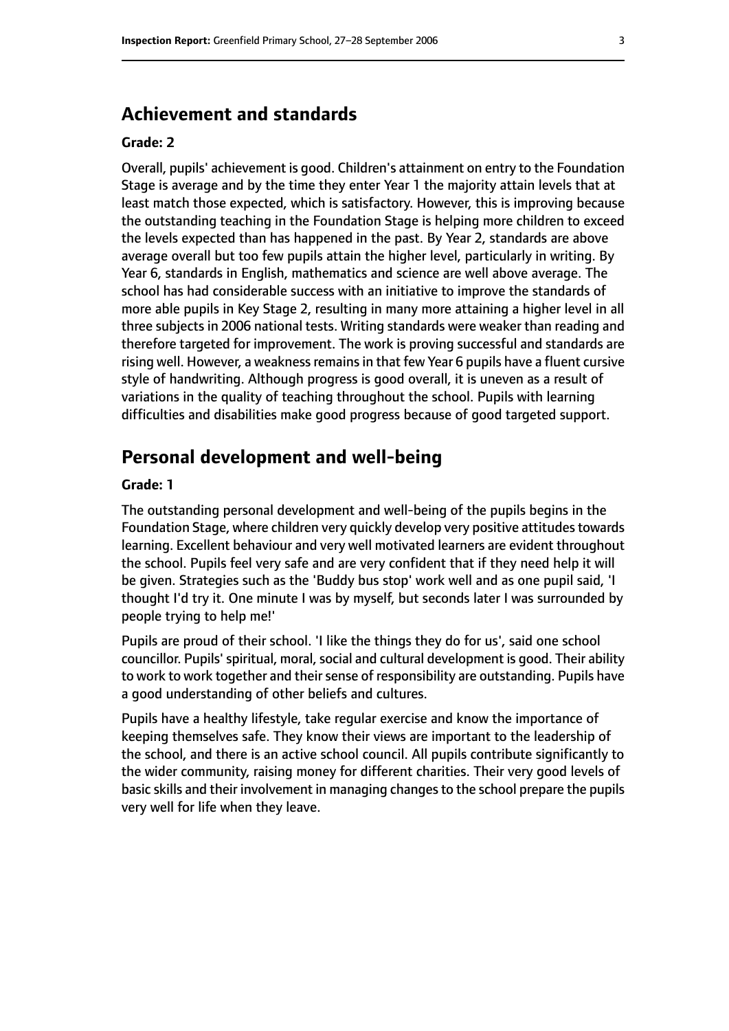## Achievement and standards

**Grade: 2**

Overall, pupils' achievement is good. Children's attainment on entry to the Foundation Stage is average and by the time they enter Year 1 the majority attain levels that at least match those expected, which is satisfactory. However, this is improving because the outstanding teaching in the Foundation Stage is helping more children to exceed the levels expected than has happened in the past. By Year 2, standards are above average overall but too few pupils attain the higher level, particularly in writing. By Year 6, standards in English, mathematics and science are well above average. The school has had considerable success with an initiative to improve the standards of more able pupils in Key Stage 2, resulting in many more attaining a higher level in all three subjects in 2006 national tests. Writing standards were weaker than reading and therefore targeted for improvement. The work is proving successful and standards are rising well. However, a weakness remains in that few Year 6 pupils have a fluent cursive style of handwriting. Although progress is good overall, it is uneven as a result of variations in the quality of teaching throughout the school. Pupils with learning difficulties and disabilities make good progress because of good targeted support.

## Personal development and well-being

**Grade: 1**

The outstanding personal development and well-being of the pupils begins in the Foundation Stage, where children very quickly develop very positive attitudes towards learning. Excellent behaviour and very well motivated learners are evident throughout the school. Pupils feel very safe and are very confident that if they need help it will be given. Strategies such as the 'Buddy bus stop' work well and as one pupil said, 'I thought I'd try it. One minute I was by myself, but seconds later I was surrounded by people trying to help me!'

Pupils are proud of their school. 'I like the things they do for us', said one school councillor. Pupils' spiritual, moral, social and cultural development is good. Their ability to work to work together and their sense of responsibility are outstanding. Pupils have a good understanding of other beliefs and cultures.

Pupils have a healthy lifestyle, take regular exercise and know the importance of keeping themselves safe. They know their views are important to the leadership of the school, and there is an active school council. All pupils contribute significantly to the wider community, raising money for different charities. Their very good levels of basic skills and their involvement in managing changes to the school prepare the pupils very well for life when they leave.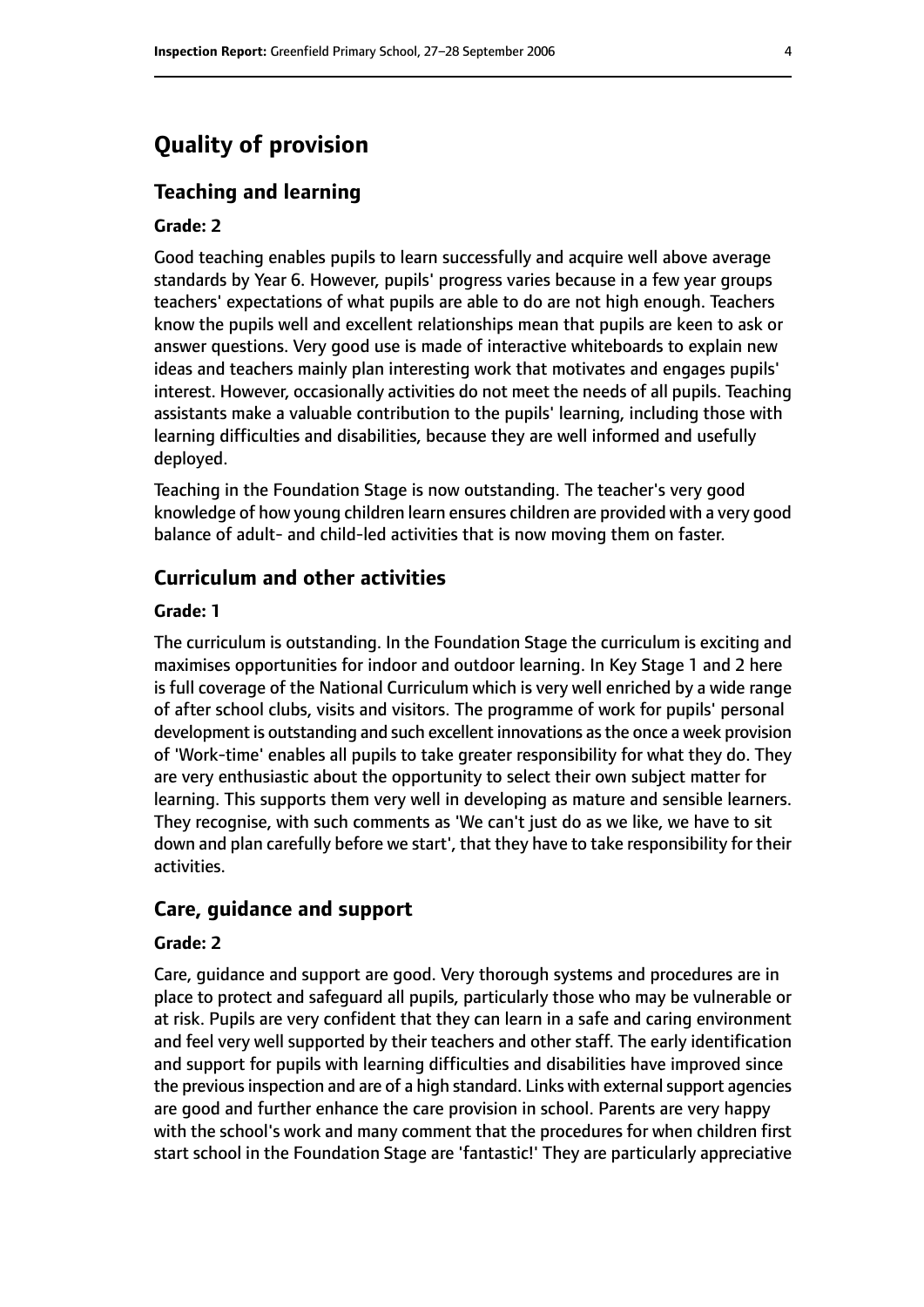# Quality of provision

## Teaching and learning

### Grade: 2

Good teaching enables pupils to learn successfully and acquire well above average standards by Year 6. However, pupils' progress varies because in a few year groups teachers' expectations of what pupils are able to do are not high enough. Teachers know the pupils well and excellent relationships mean that pupils are keen to ask or answer questions. Very good use is made of interactive whiteboards to explain new ideas and teachers mainly plan interesting work that motivates and engages pupils' interest. However, occasionally activities do not meet the needs of all pupils. Teaching assistants make a valuable contribution to the pupils' learning, including those with learning difficulties and disabilities, because they are well informed and usefully deployed.

Teaching in the Foundation Stage is now outstanding. The teacher's very good knowledge of how young children learn ensures children are provided with a very good balance of adult- and child-led activities that is now moving them on faster.

## Curriculum and other activities

### Grade: 1

The curriculum is outstanding. In the Foundation Stage the curriculum is exciting and maximises opportunities for indoor and outdoor learning. In Key Stage 1 and 2 here is full coverage of the National Curriculum which is very well enriched by a wide range of after school clubs, visits and visitors. The programme of work for pupils' personal development is outstanding and such excellent innovations as the once a week provision of 'Work-time' enables all pupils to take greater responsibility for what they do. They are very enthusiastic about the opportunity to select their own subject matter for learning. This supports them very well in developing as mature and sensible learners. They recognise, with such comments as 'We can't just do as we like, we have to sit down and plan carefully before we start', that they have to take responsibility for their activities.

## Care, guidance and support

### Grade: 2

Care, guidance and support are good. Very thorough systems and procedures are in place to protect and safeguard all pupils, particularly those who may be vulnerable or at risk. Pupils are very confident that they can learn in a safe and caring environment and feel very well supported by their teachers and other staff. The early identification and support for pupils with learning difficulties and disabilities have improved since the previous inspection and are of a high standard. Links with external support agencies are good and further enhance the care provision in school. Parents are very happy with the school's work and many comment that the procedures for when children first start school in the Foundation Stage are 'fantastic!' They are particularly appreciative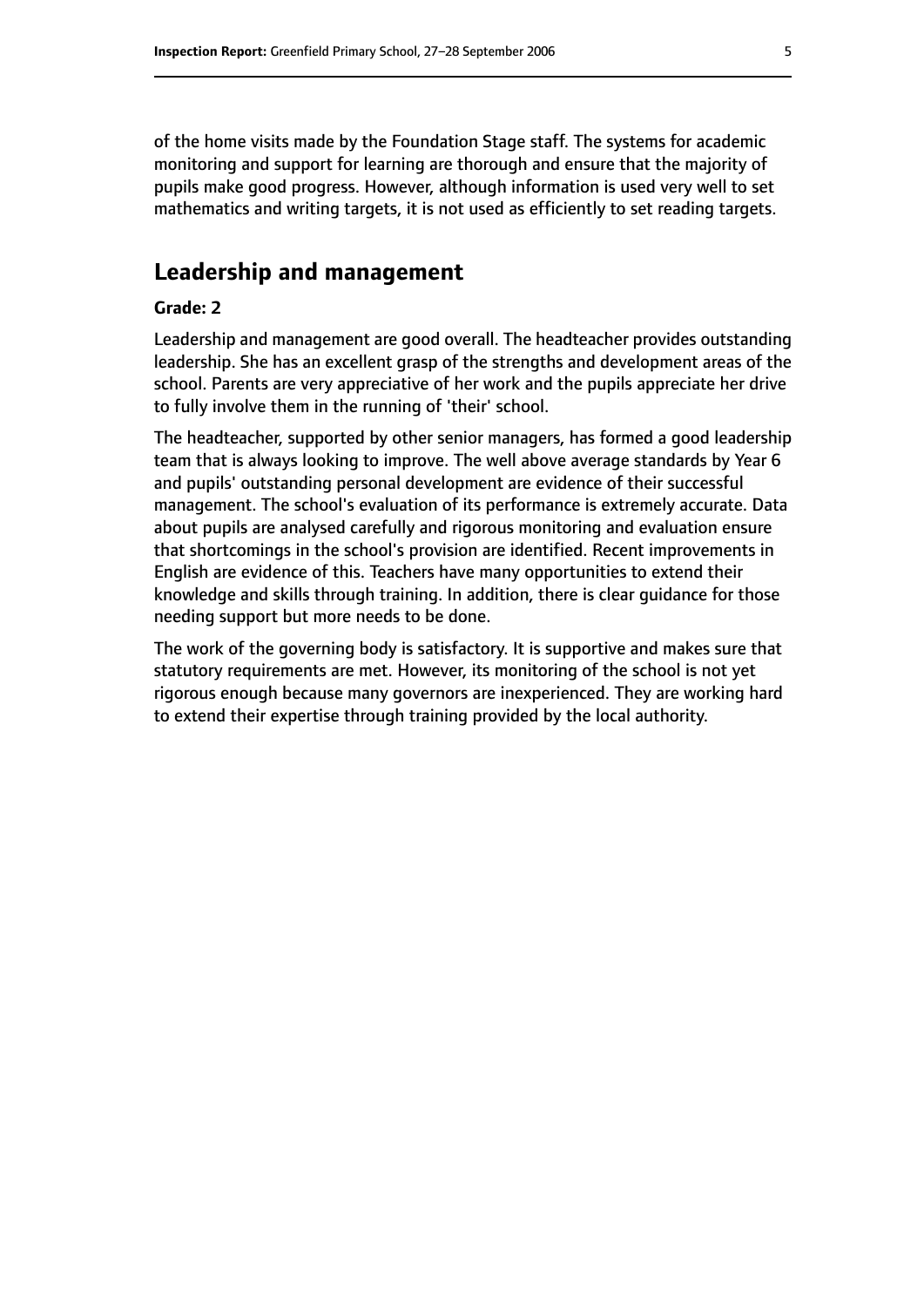of the home visits made by the Foundation Stage staff. The systems for academic monitoring and support for learning are thorough and ensure that the majority of pupils make good progress. However, although information is used very well to set mathematics and writing targets, it is not used as efficiently to set reading targets.

## Leadership and management

**Grade: 2**

Leadership and management are good overall. The headteacher provides outstanding leadership. She has an excellent grasp of the strengths and development areas of the school. Parents are very appreciative of her work and the pupils appreciate her drive to fully involve them in the running of 'their' school.

The headteacher, supported by other senior managers, has formed a good leadership team that is always looking to improve. The well above average standards by Year 6 and pupils' outstanding personal development are evidence of their successful management. The school's evaluation of its performance is extremely accurate. Data about pupils are analysed carefully and rigorous monitoring and evaluation ensure that shortcomings in the school's provision are identified. Recent improvements in English are evidence of this. Teachers have many opportunities to extend their knowledge and skills through training. In addition, there is clear guidance for those needing support but more needs to be done.

The work of the governing body is satisfactory. It is supportive and makes sure that statutory requirements are met. However, its monitoring of the school is not yet rigorous enough because many governors are inexperienced. They are working hard to extend their expertise through training provided by the local authority.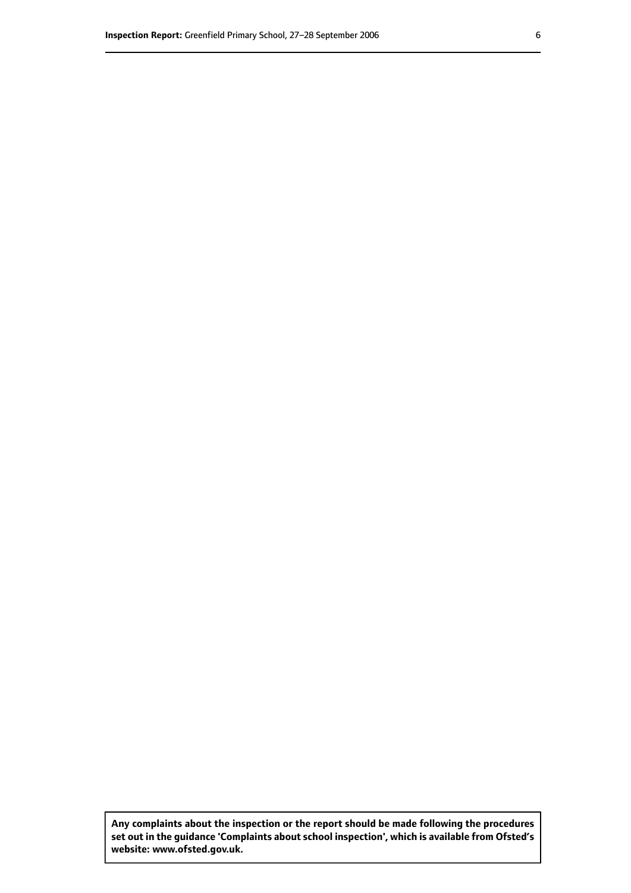**Any complaints about the inspection or the report should be made following the procedures set out in the guidance 'Complaints about school inspection', which is available from Ofsted's website: www.ofsted.gov.uk.**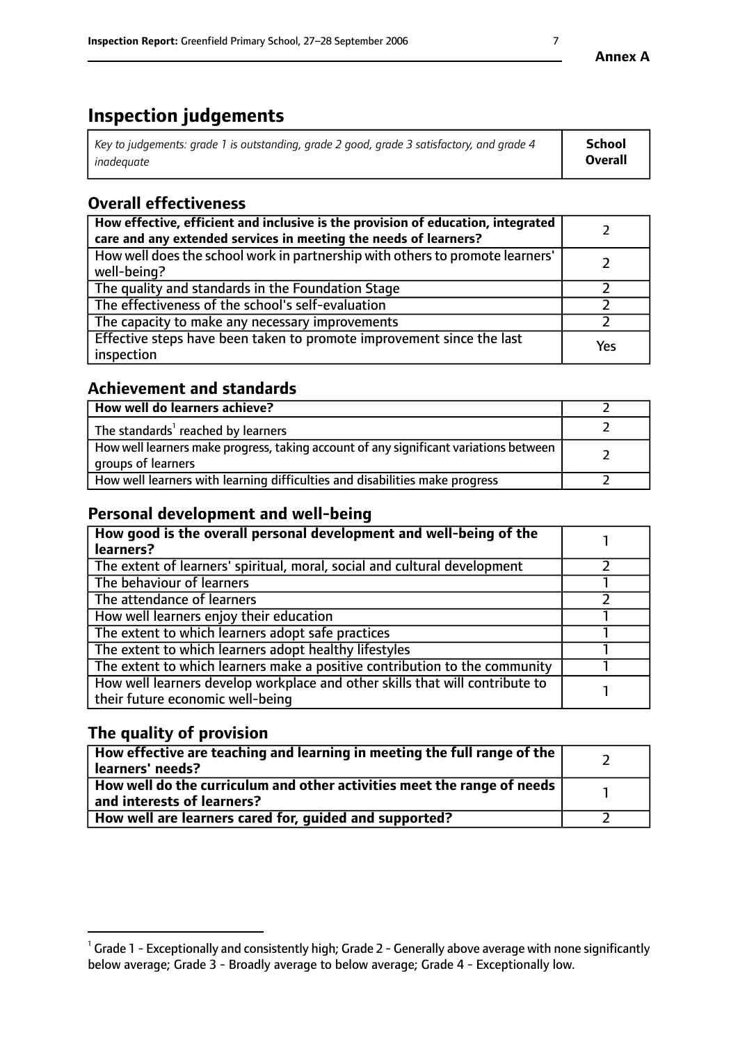# Inspection judgements

| *Key to judgements: grade 1 is outstanding, grade 2 good, grade 3 satisfactory, and grade 4 inadequate* | **School Overall** |
|---|---|

## Overall effectiveness

| | |
|---|---|
| **How effective, efficient and inclusive is the provision of education, integrated care and any extended services in meeting the needs of learners?** | 2 |
| How well does the school work in partnership with others to promote learners' well-being? | 2 |
| The quality and standards in the Foundation Stage | 2 |
| The effectiveness of the school's self-evaluation | 2 |
| The capacity to make any necessary improvements | 2 |
| Effective steps have been taken to promote improvement since the last inspection | Yes |

## Achievement and standards

| | |
|---|---|
| **How well do learners achieve?** | 2 |
| The standards[1] reached by learners | 2 |
| How well learners make progress, taking account of any significant variations between groups of learners | 2 |
| How well learners with learning difficulties and disabilities make progress | 2 |

## Personal development and well-being

| | |
|---|---|
| **How good is the overall personal development and well-being of the learners?** | 1 |
| The extent of learners' spiritual, moral, social and cultural development | 2 |
| The behaviour of learners | 1 |
| The attendance of learners | 2 |
| How well learners enjoy their education | 1 |
| The extent to which learners adopt safe practices | 1 |
| The extent to which learners adopt healthy lifestyles | 1 |
| The extent to which learners make a positive contribution to the community | 1 |
| How well learners develop workplace and other skills that will contribute to their future economic well-being | 1 |

## The quality of provision

| | |
|---|---|
| **How effective are teaching and learning in meeting the full range of the learners' needs?** | 2 |
| **How well do the curriculum and other activities meet the range of needs and interests of learners?** | 1 |
| **How well are learners cared for, guided and supported?** | 2 |

[1] Grade 1 - Exceptionally and consistently high; Grade 2 - Generally above average with none significantly below average; Grade 3 - Broadly average to below average; Grade 4 - Exceptionally low.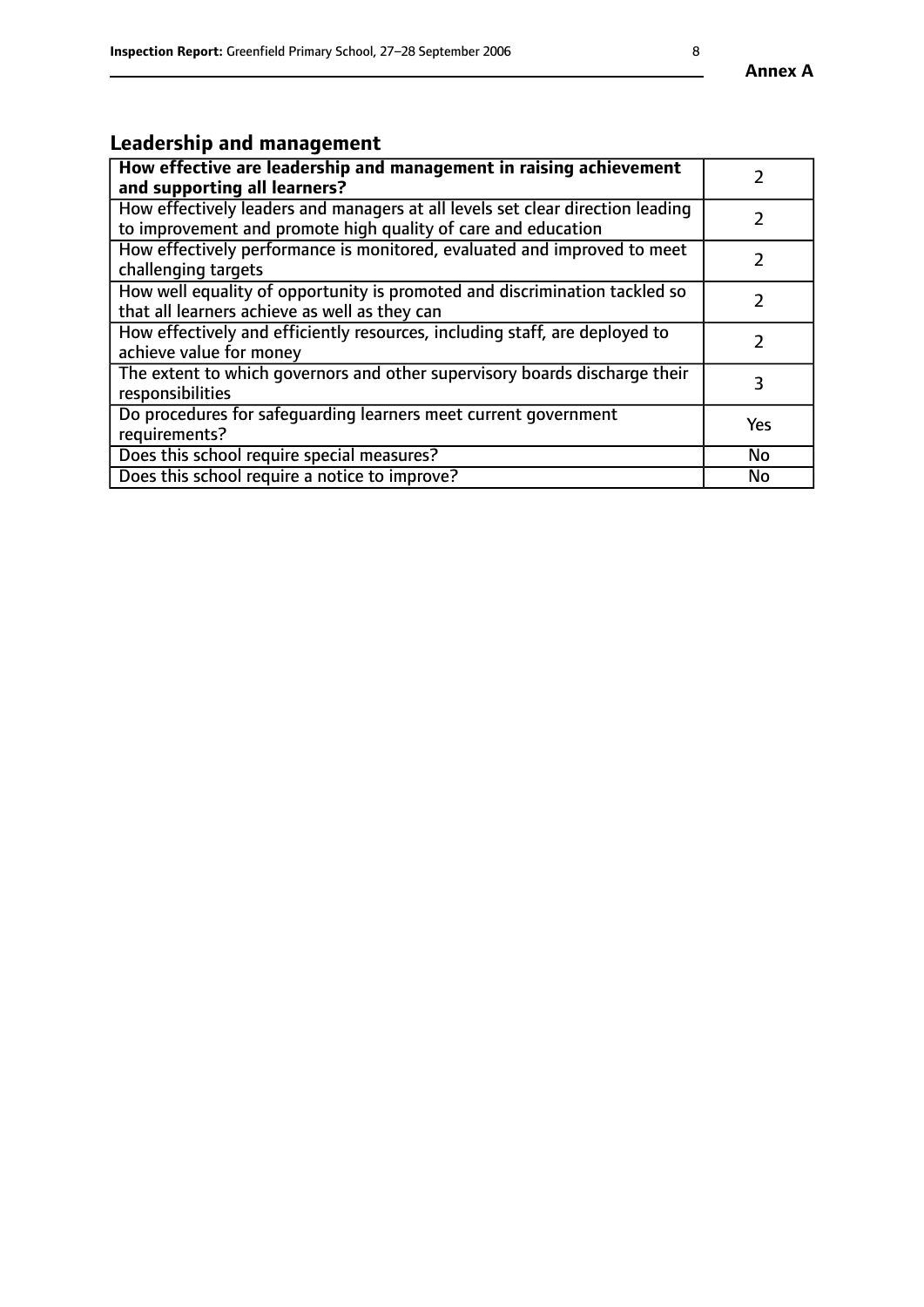## Leadership and management

| **How effective are leadership and management in raising achievement and supporting all learners?** | 2 |
|---|---|
| How effectively leaders and managers at all levels set clear direction leading to improvement and promote high quality of care and education | 2 |
| How effectively performance is monitored, evaluated and improved to meet challenging targets | 2 |
| How well equality of opportunity is promoted and discrimination tackled so that all learners achieve as well as they can | 2 |
| How effectively and efficiently resources, including staff, are deployed to achieve value for money | 2 |
| The extent to which governors and other supervisory boards discharge their responsibilities | 3 |
| Do procedures for safeguarding learners meet current government requirements? | Yes |
| Does this school require special measures? | No |
| Does this school require a notice to improve? | No |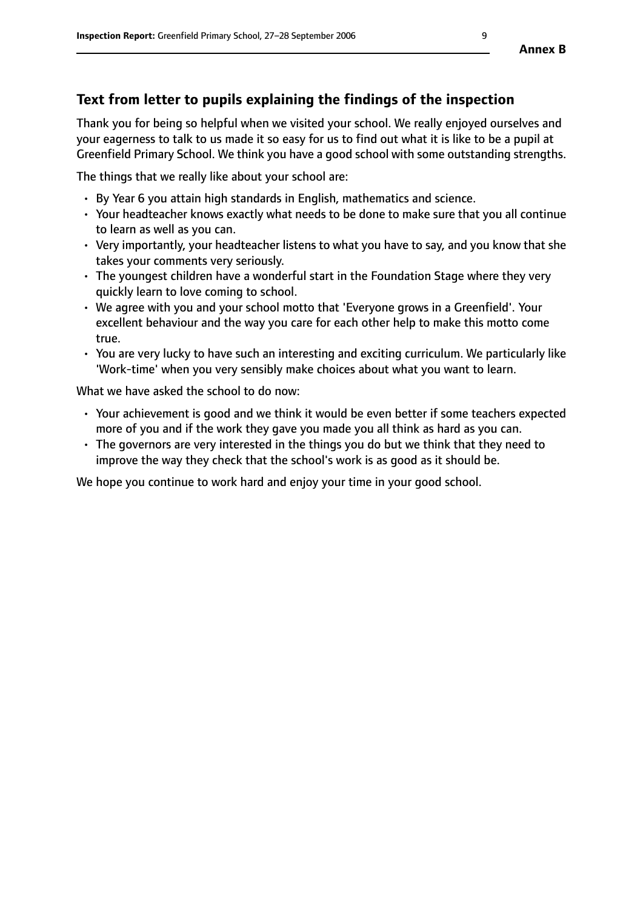## Text from letter to pupils explaining the findings of the inspection

Thank you for being so helpful when we visited your school. We really enjoyed ourselves and your eagerness to talk to us made it so easy for us to find out what it is like to be a pupil at Greenfield Primary School. We think you have a good school with some outstanding strengths.

The things that we really like about your school are:

- By Year 6 you attain high standards in English, mathematics and science.
- Your headteacher knows exactly what needs to be done to make sure that you all continue to learn as well as you can.
- Very importantly, your headteacher listens to what you have to say, and you know that she takes your comments very seriously.
- The youngest children have a wonderful start in the Foundation Stage where they very quickly learn to love coming to school.
- We agree with you and your school motto that 'Everyone grows in a Greenfield'. Your excellent behaviour and the way you care for each other help to make this motto come true.
- You are very lucky to have such an interesting and exciting curriculum. We particularly like 'Work-time' when you very sensibly make choices about what you want to learn.

What we have asked the school to do now:

- Your achievement is good and we think it would be even better if some teachers expected more of you and if the work they gave you made you all think as hard as you can.
- The governors are very interested in the things you do but we think that they need to improve the way they check that the school's work is as good as it should be.

We hope you continue to work hard and enjoy your time in your good school.